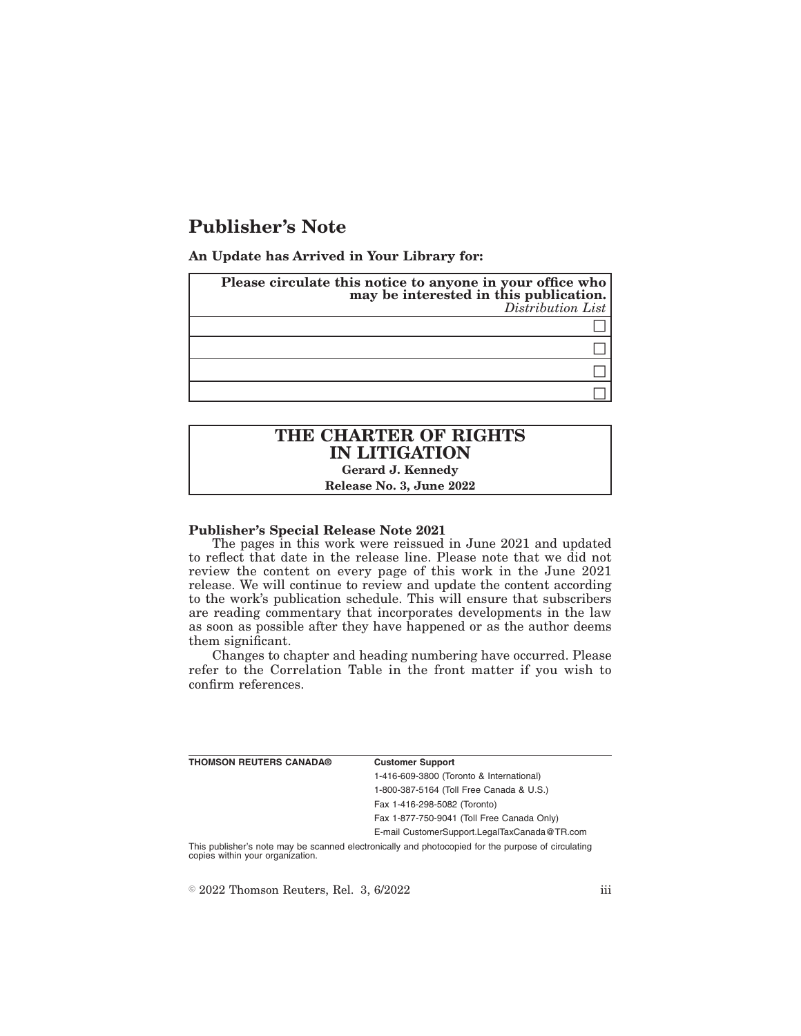# Publisher's Note

**An Update has Arrived in Your Library for:**

| **Please circulate this notice to anyone in your office who may be interested in this publication.** *Distribution List* |
| --- |
| ☐ |
| ☐ |
| ☐ |
| ☐ |

## THE CHARTER OF RIGHTS IN LITIGATION

**Gerard J. Kennedy**

**Release No. 3, June 2022**

**Publisher's Special Release Note 2021**

The pages in this work were reissued in June 2021 and updated to reflect that date in the release line. Please note that we did not review the content on every page of this work in the June 2021 release. We will continue to review and update the content according to the work's publication schedule. This will ensure that subscribers are reading commentary that incorporates developments in the law as soon as possible after they have happened or as the author deems them significant.

Changes to chapter and heading numbering have occurred. Please refer to the Correlation Table in the front matter if you wish to confirm references.

| **THOMSON REUTERS CANADA®** | **Customer Support** |
| --- | --- |
| | 1-416-609-3800 (Toronto & International) |
| | 1-800-387-5164 (Toll Free Canada & U.S.) |
| | Fax 1-416-298-5082 (Toronto) |
| | Fax 1-877-750-9041 (Toll Free Canada Only) |
| | E-mail CustomerSupport.LegalTaxCanada@TR.com |

This publisher's note may be scanned electronically and photocopied for the purpose of circulating copies within your organization.

© 2022 Thomson Reuters, Rel. 3, 6/2022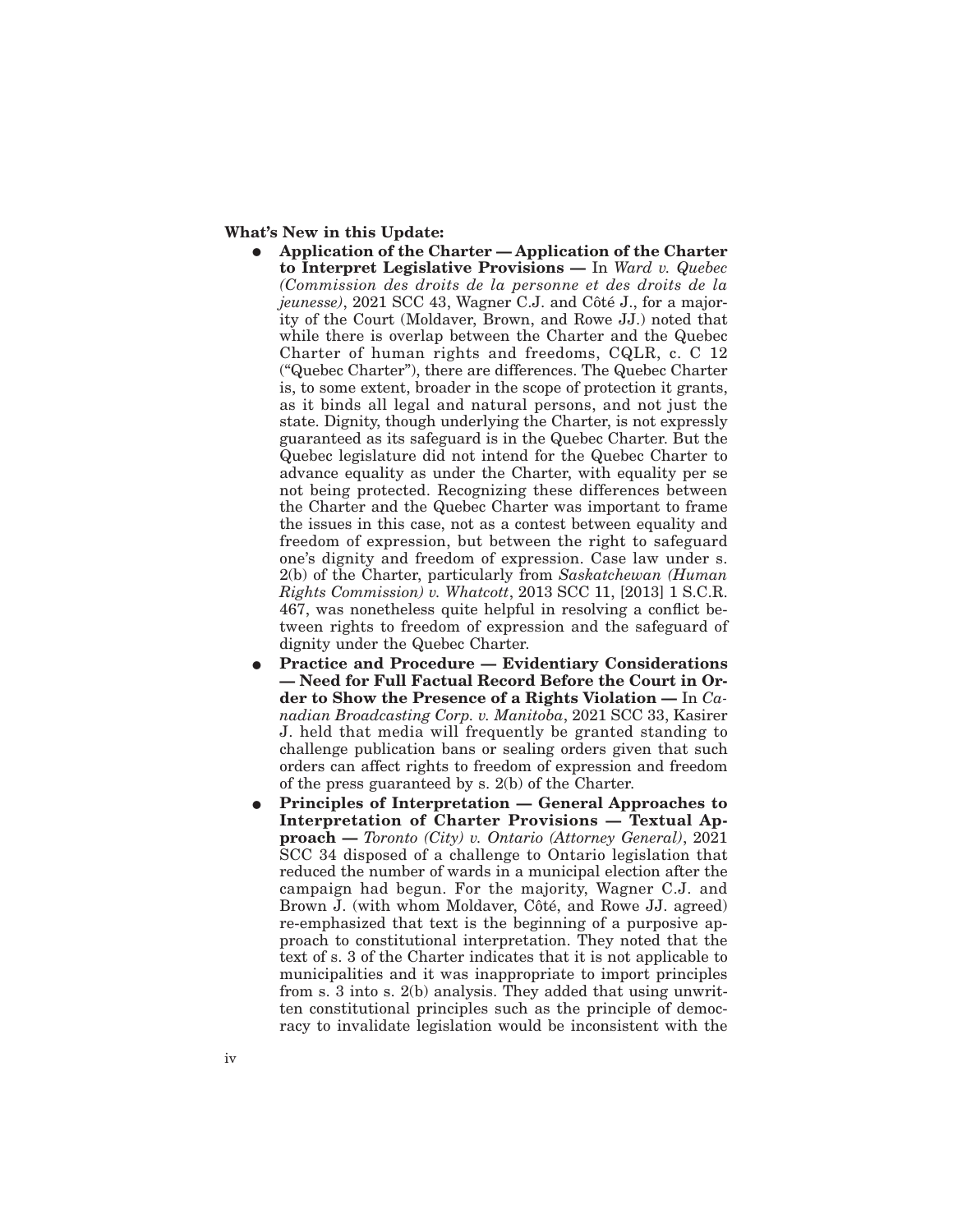**What's New in this Update:**

- **Application of the Charter — Application of the Charter to Interpret Legislative Provisions —** In *Ward v. Quebec (Commission des droits de la personne et des droits de la jeunesse)*, 2021 SCC 43, Wagner C.J. and Côté J., for a majority of the Court (Moldaver, Brown, and Rowe JJ.) noted that while there is overlap between the Charter and the Quebec Charter of human rights and freedoms, CQLR, c. C 12 ("Quebec Charter"), there are differences. The Quebec Charter is, to some extent, broader in the scope of protection it grants, as it binds all legal and natural persons, and not just the state. Dignity, though underlying the Charter, is not expressly guaranteed as its safeguard is in the Quebec Charter. But the Quebec legislature did not intend for the Quebec Charter to advance equality as under the Charter, with equality per se not being protected. Recognizing these differences between the Charter and the Quebec Charter was important to frame the issues in this case, not as a contest between equality and freedom of expression, but between the right to safeguard one's dignity and freedom of expression. Case law under s. 2(b) of the Charter, particularly from *Saskatchewan (Human Rights Commission) v. Whatcott*, 2013 SCC 11, [2013] 1 S.C.R. 467, was nonetheless quite helpful in resolving a conflict between rights to freedom of expression and the safeguard of dignity under the Quebec Charter.
- **Practice and Procedure — Evidentiary Considerations — Need for Full Factual Record Before the Court in Order to Show the Presence of a Rights Violation —** In *Canadian Broadcasting Corp. v. Manitoba*, 2021 SCC 33, Kasirer J. held that media will frequently be granted standing to challenge publication bans or sealing orders given that such orders can affect rights to freedom of expression and freedom of the press guaranteed by s. 2(b) of the Charter.
- **Principles of Interpretation — General Approaches to Interpretation of Charter Provisions — Textual Approach —** *Toronto (City) v. Ontario (Attorney General)*, 2021 SCC 34 disposed of a challenge to Ontario legislation that reduced the number of wards in a municipal election after the campaign had begun. For the majority, Wagner C.J. and Brown J. (with whom Moldaver, Côté, and Rowe JJ. agreed) re-emphasized that text is the beginning of a purposive approach to constitutional interpretation. They noted that the text of s. 3 of the Charter indicates that it is not applicable to municipalities and it was inappropriate to import principles from s. 3 into s. 2(b) analysis. They added that using unwritten constitutional principles such as the principle of democracy to invalidate legislation would be inconsistent with the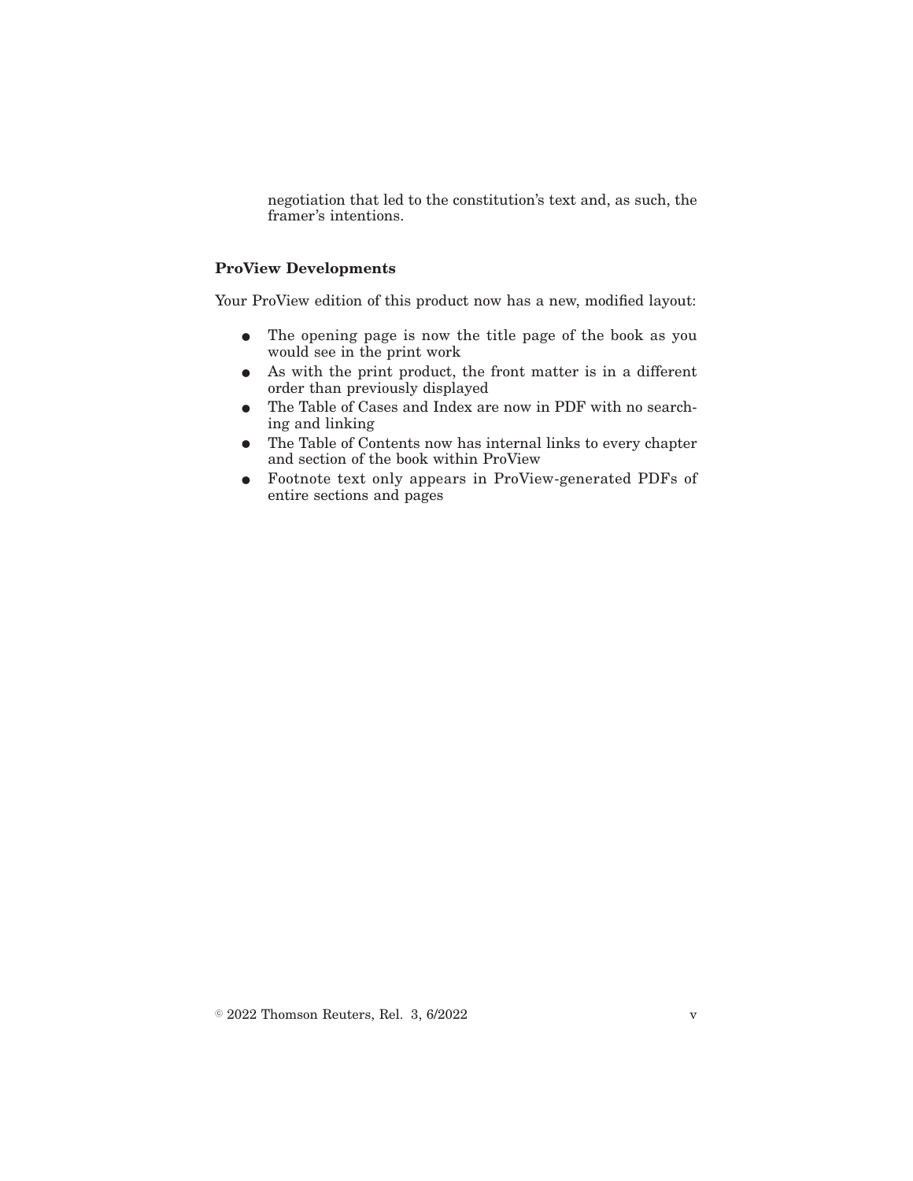negotiation that led to the constitution's text and, as such, the framer's intentions.

**ProView Developments**

Your ProView edition of this product now has a new, modified layout:

- The opening page is now the title page of the book as you would see in the print work
- As with the print product, the front matter is in a different order than previously displayed
- The Table of Cases and Index are now in PDF with no searching and linking
- The Table of Contents now has internal links to every chapter and section of the book within ProView
- Footnote text only appears in ProView-generated PDFs of entire sections and pages